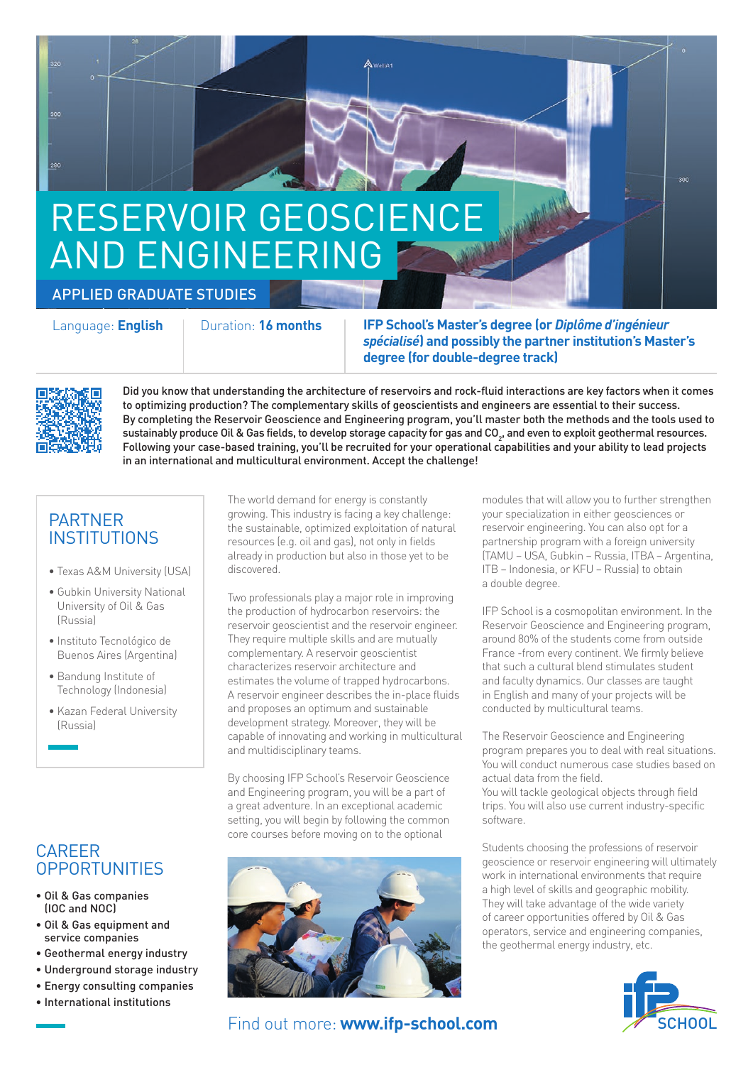# RESERVOIR GEOSCIENCE AND ENGINEERING

## APPLIED GRADUATE STUDIES

Language: **English** | Duration: **16 months** | **IFP School's Master's degree (or *Diplôme d'ingénieur spécialisé*) and possibly the partner institution's Master's degree (for double-degree track)**

**Did you know that understanding the architecture of reservoirs and rock-fluid interactions are key factors when it comes to optimizing production? The complementary skills of geoscientists and engineers are essential to their success. By completing the Reservoir Geoscience and Engineering program, you'll master both the methods and the tools used to sustainably produce Oil & Gas fields, to develop storage capacity for gas and $CO_2$, and even to exploit geothermal resources. Following your case-based training, you'll be recruited for your operational capabilities and your ability to lead projects in an international and multicultural environment. Accept the challenge!**

## PARTNER INSTITUTIONS

- Texas A&M University (USA)
- Gubkin University National University of Oil & Gas (Russia)
- Instituto Tecnológico de Buenos Aires (Argentina)
- Bandung Institute of Technology (Indonesia)
- Kazan Federal University (Russia)

The world demand for energy is constantly growing. This industry is facing a key challenge: the sustainable, optimized exploitation of natural resources (e.g. oil and gas), not only in fields already in production but also in those yet to be discovered.

Two professionals play a major role in improving the production of hydrocarbon reservoirs: the reservoir geoscientist and the reservoir engineer. They require multiple skills and are mutually complementary. A reservoir geoscientist characterizes reservoir architecture and estimates the volume of trapped hydrocarbons. A reservoir engineer describes the in-place fluids and proposes an optimum and sustainable development strategy. Moreover, they will be capable of innovating and working in multicultural and multidisciplinary teams.

By choosing IFP School's Reservoir Geoscience and Engineering program, you will be a part of a great adventure. In an exceptional academic setting, you will begin by following the common core courses before moving on to the optional modules that will allow you to further strengthen your specialization in either geosciences or reservoir engineering. You can also opt for a partnership program with a foreign university (TAMU – USA, Gubkin – Russia, ITBA – Argentina, ITB – Indonesia, or KFU – Russia) to obtain a double degree.

IFP School is a cosmopolitan environment. In the Reservoir Geoscience and Engineering program, around 80% of the students come from outside France -from every continent. We firmly believe that such a cultural blend stimulates student and faculty dynamics. Our classes are taught in English and many of your projects will be conducted by multicultural teams.

The Reservoir Geoscience and Engineering program prepares you to deal with real situations. You will conduct numerous case studies based on actual data from the field.
You will tackle geological objects through field trips. You will also use current industry-specific software.

Students choosing the professions of reservoir geoscience or reservoir engineering will ultimately work in international environments that require a high level of skills and geographic mobility. They will take advantage of the wide variety of career opportunities offered by Oil & Gas operators, service and engineering companies, the geothermal energy industry, etc.

## CAREER OPPORTUNITIES

- **Oil & Gas companies (IOC and NOC)**
- **Oil & Gas equipment and service companies**
- **Geothermal energy industry**
- **Underground storage industry**
- **Energy consulting companies**
- **International institutions**

Find out more: **www.ifp-school.com**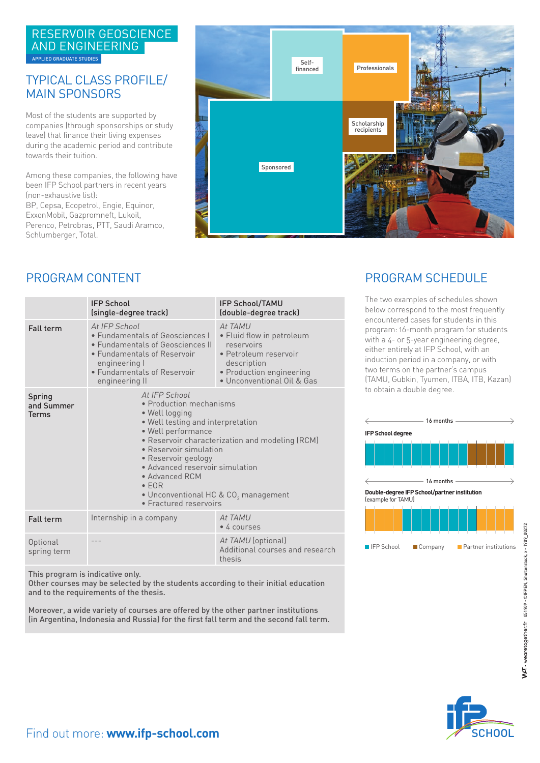# RESERVOIR GEOSCIENCE AND ENGINEERING

APPLIED GRADUATE STUDIES

## TYPICAL CLASS PROFILE/ MAIN SPONSORS

Most of the students are supported by companies (through sponsorships or study leave) that finance their living expenses during the academic period and contribute towards their tuition.

Among these companies, the following have been IFP School partners in recent years (non-exhaustive list):
BP, Cepsa, Ecopetrol, Engie, Equinor, ExxonMobil, Gazpromneft, Lukoil, Perenco, Petrobras, PTT, Saudi Aramco, Schlumberger, Total.

Self-financed

Professionals

Scholarship recipients

Sponsored

## PROGRAM CONTENT

| | IFP School (single-degree track) | IFP School/TAMU (double-degree track) |
|---|---|---|
| Fall term | *At IFP School* • Fundamentals of Geosciences I • Fundamentals of Geosciences II • Fundamentals of Reservoir engineering I • Fundamentals of Reservoir engineering II | *At TAMU* • Fluid flow in petroleum reservoirs • Petroleum reservoir description • Production engineering • Unconventional Oil & Gas |
| Spring and Summer Terms | *At IFP School* • Production mechanisms • Well logging • Well testing and interpretation • Well performance • Reservoir characterization and modeling (RCM) • Reservoir simulation • Reservoir geology • Advanced reservoir simulation • Advanced RCM • EOR • Unconventional HC & $CO_2$ management • Fractured reservoirs | |
| Fall term | Internship in a company | *At TAMU* • 4 courses |
| Optional spring term | --- | *At TAMU* (optional) Additional courses and research thesis |

This program is indicative only.
Other courses may be selected by the students according to their initial education and to the requirements of the thesis.

Moreover, a wide variety of courses are offered by the other partner institutions (in Argentina, Indonesia and Russia) for the first fall term and the second fall term.

## PROGRAM SCHEDULE

The two examples of schedules shown below correspond to the most frequently encountered cases for students in this program: 16-month program for students with a 4- or 5-year engineering degree, either entirely at IFP School, with an induction period in a company, or with two terms on the partner's campus (TAMU, Gubkin, Tyumen, ITBA, ITB, Kazan) to obtain a double degree.

16 months

**IFP School degree**

16 months

**Double-degree IFP School/partner institution**
(example for TAMU)

IFP School · Company · Partner institutions

Find out more: **www.ifp-school.com**